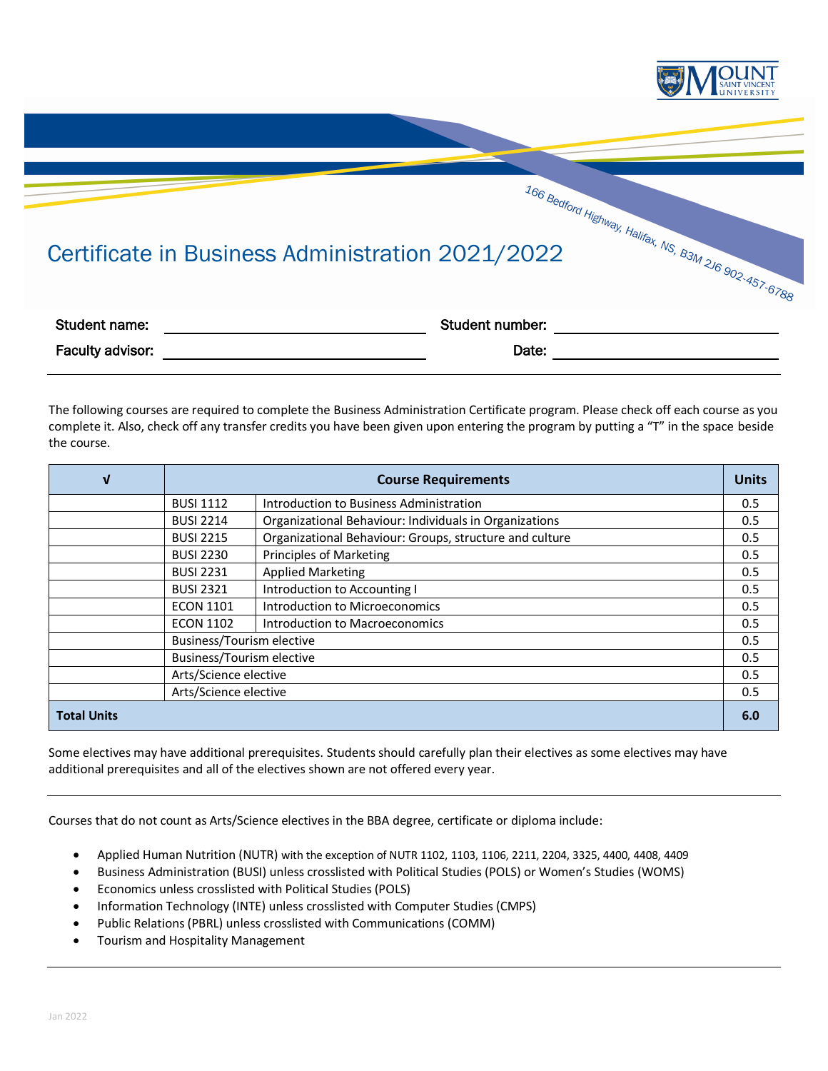MOUNT SAINT VINCENT UNIVERSITY

166 Bedford Highway, Halifax, NS, B3M 2J6 902-457-6788

# Certificate in Business Administration 2021/2022

**Student name:** ______________________ **Student number:** ______________________

**Faculty advisor:** ______________________ **Date:** ______________________

---

The following courses are required to complete the Business Administration Certificate program. Please check off each course as you complete it. Also, check off any transfer credits you have been given upon entering the program by putting a "T" in the space beside the course.

| √ | Course Requirements | | Units |
|---|---|---|---|
| | BUSI 1112 | Introduction to Business Administration | 0.5 |
| | BUSI 2214 | Organizational Behaviour: Individuals in Organizations | 0.5 |
| | BUSI 2215 | Organizational Behaviour: Groups, structure and culture | 0.5 |
| | BUSI 2230 | Principles of Marketing | 0.5 |
| | BUSI 2231 | Applied Marketing | 0.5 |
| | BUSI 2321 | Introduction to Accounting I | 0.5 |
| | ECON 1101 | Introduction to Microeconomics | 0.5 |
| | ECON 1102 | Introduction to Macroeconomics | 0.5 |
| | Business/Tourism elective | | 0.5 |
| | Business/Tourism elective | | 0.5 |
| | Arts/Science elective | | 0.5 |
| | Arts/Science elective | | 0.5 |
| **Total Units** | | | **6.0** |

Some electives may have additional prerequisites. Students should carefully plan their electives as some electives may have additional prerequisites and all of the electives shown are not offered every year.

---

Courses that do not count as Arts/Science electives in the BBA degree, certificate or diploma include:

- Applied Human Nutrition (NUTR) with the exception of NUTR 1102, 1103, 1106, 2211, 2204, 3325, 4400, 4408, 4409
- Business Administration (BUSI) unless crosslisted with Political Studies (POLS) or Women's Studies (WOMS)
- Economics unless crosslisted with Political Studies (POLS)
- Information Technology (INTE) unless crosslisted with Computer Studies (CMPS)
- Public Relations (PBRL) unless crosslisted with Communications (COMM)
- Tourism and Hospitality Management

---

Jan 2022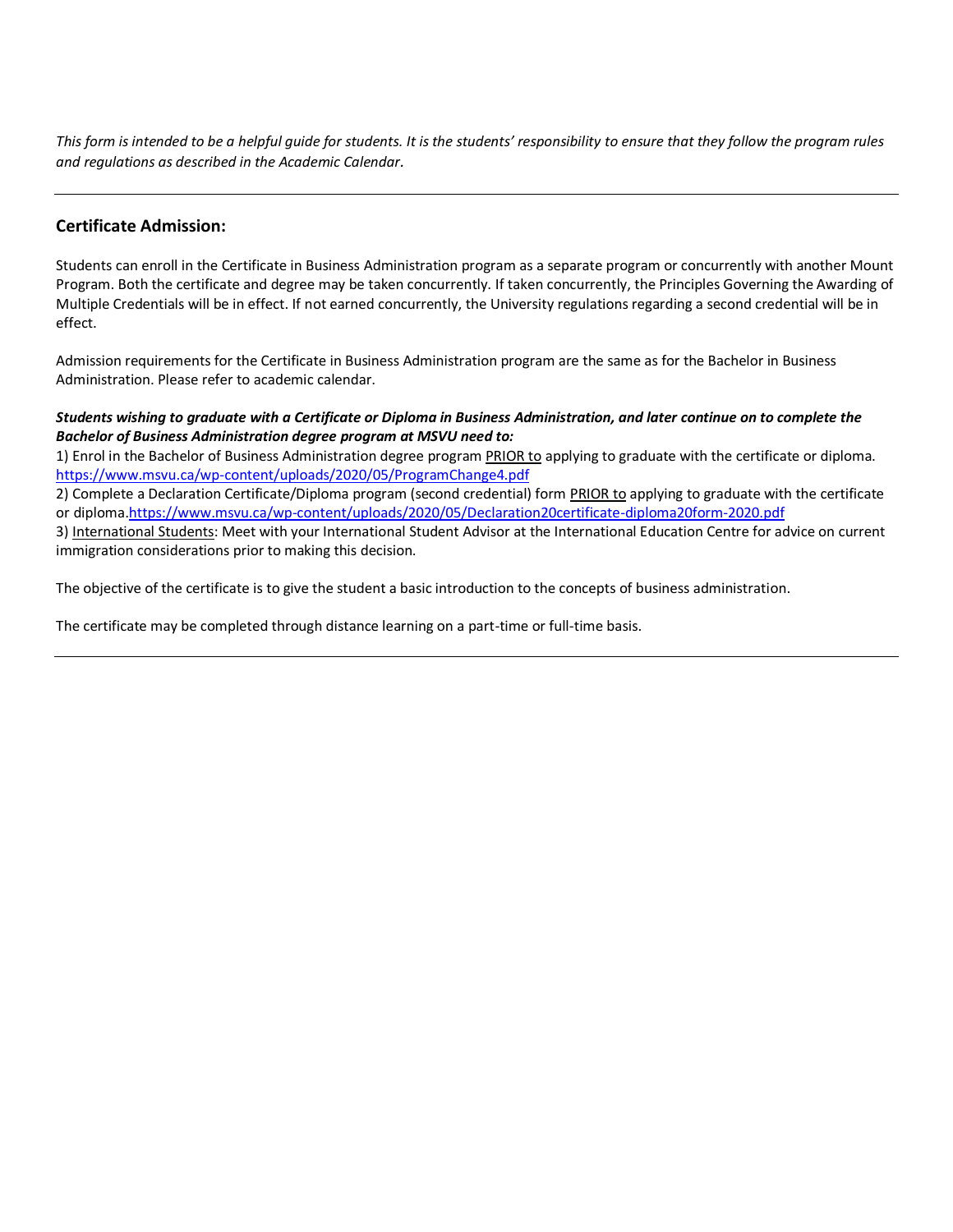*This form is intended to be a helpful guide for students. It is the students' responsibility to ensure that they follow the program rules and regulations as described in the Academic Calendar.*

---

## Certificate Admission:

Students can enroll in the Certificate in Business Administration program as a separate program or concurrently with another Mount Program. Both the certificate and degree may be taken concurrently. If taken concurrently, the Principles Governing the Awarding of Multiple Credentials will be in effect. If not earned concurrently, the University regulations regarding a second credential will be in effect.

Admission requirements for the Certificate in Business Administration program are the same as for the Bachelor in Business Administration. Please refer to academic calendar.

***Students wishing to graduate with a Certificate or Diploma in Business Administration, and later continue on to complete the Bachelor of Business Administration degree program at MSVU need to:***

1) Enrol in the Bachelor of Business Administration degree program PRIOR to applying to graduate with the certificate or diploma. https://www.msvu.ca/wp-content/uploads/2020/05/ProgramChange4.pdf

2) Complete a Declaration Certificate/Diploma program (second credential) form PRIOR to applying to graduate with the certificate or diploma. https://www.msvu.ca/wp-content/uploads/2020/05/Declaration20certificate-diploma20form-2020.pdf

3) International Students: Meet with your International Student Advisor at the International Education Centre for advice on current immigration considerations prior to making this decision.

The objective of the certificate is to give the student a basic introduction to the concepts of business administration.

The certificate may be completed through distance learning on a part-time or full-time basis.

---